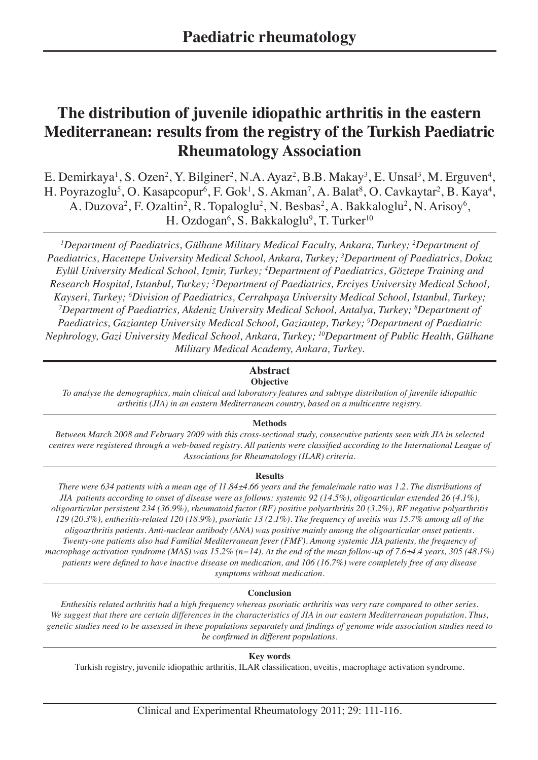# Paediatric rheumatology

## The distribution of juvenile idiopathic arthritis in the eastern Mediterranean: results from the registry of the Turkish Paediatric Rheumatology Association

E. Demirkaya[1], S. Ozen[2], Y. Bilginer[2], N.A. Ayaz[2], B.B. Makay[3], E. Unsal[3], M. Erguven[4], H. Poyrazoglu[5], O. Kasapcopur[6], F. Gok[1], S. Akman[7], A. Balat[8], O. Cavkaytar[2], B. Kaya[4], A. Duzova[2], F. Ozaltin[2], R. Topaloglu[2], N. Besbas[2], A. Bakkaloglu[2], N. Arisoy[6], H. Ozdogan[6], S. Bakkaloglu[9], T. Turker[10]

*[1]Department of Paediatrics, Gülhane Military Medical Faculty, Ankara, Turkey; [2]Department of Paediatrics, Hacettepe University Medical School, Ankara, Turkey; [3]Department of Paediatrics, Dokuz Eylül University Medical School, Izmir, Turkey; [4]Department of Paediatrics, Göztepe Training and Research Hospital, Istanbul, Turkey; [5]Department of Paediatrics, Erciyes University Medical School, Kayseri, Turkey; [6]Division of Paediatrics, Cerrahpaşa University Medical School, Istanbul, Turkey; [7]Department of Paediatrics, Akdeniz University Medical School, Antalya, Turkey; [8]Department of Paediatrics, Gaziantep University Medical School, Gaziantep, Turkey; [9]Department of Paediatric Nephrology, Gazi University Medical School, Ankara, Turkey; [10]Department of Public Health, Gülhane Military Medical Academy, Ankara, Turkey.*

### Abstract

**Objective**

*To analyse the demographics, main clinical and laboratory features and subtype distribution of juvenile idiopathic arthritis (JIA) in an eastern Mediterranean country, based on a multicentre registry.*

**Methods**

*Between March 2008 and February 2009 with this cross-sectional study, consecutive patients seen with JIA in selected centres were registered through a web-based registry. All patients were classified according to the International League of Associations for Rheumatology (ILAR) criteria.*

**Results**

*There were 634 patients with a mean age of 11.84±4.66 years and the female/male ratio was 1.2. The distributions of JIA patients according to onset of disease were as follows: systemic 92 (14.5%), oligoarticular extended 26 (4.1%), oligoarticular persistent 234 (36.9%), rheumatoid factor (RF) positive polyarthritis 20 (3.2%), RF negative polyarthritis 129 (20.3%), enthesitis-related 120 (18.9%), psoriatic 13 (2.1%). The frequency of uveitis was 15.7% among all of the oligoarthritis patients. Anti-nuclear antibody (ANA) was positive mainly among the oligoarticular onset patients. Twenty-one patients also had Familial Mediterranean fever (FMF). Among systemic JIA patients, the frequency of macrophage activation syndrome (MAS) was 15.2% (n=14). At the end of the mean follow-up of 7.6±4.4 years, 305 (48.1%) patients were defined to have inactive disease on medication, and 106 (16.7%) were completely free of any disease symptoms without medication.*

**Conclusion**

*Enthesitis related arthritis had a high frequency whereas psoriatic arthritis was very rare compared to other series. We suggest that there are certain differences in the characteristics of JIA in our eastern Mediterranean population. Thus, genetic studies need to be assessed in these populations separately and findings of genome wide association studies need to be confirmed in different populations.*

**Key words**

Turkish registry, juvenile idiopathic arthritis, ILAR classification, uveitis, macrophage activation syndrome.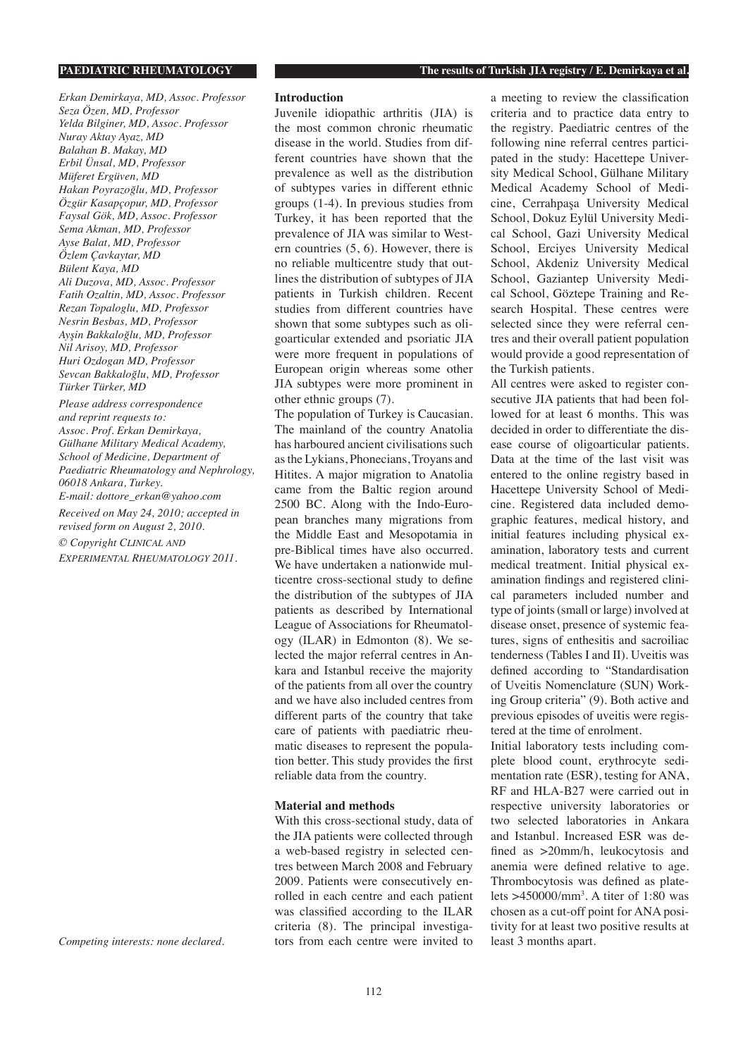*Erkan Demirkaya, MD, Assoc. Professor*
*Seza Özen, MD, Professor*
*Yelda Bilginer, MD, Assoc. Professor*
*Nuray Aktay Ayaz, MD*
*Balahan B. Makay, MD*
*Erbil Ünsal, MD, Professor*
*Müferet Ergüven, MD*
*Hakan Poyrazoğlu, MD, Professor*
*Özgür Kasapçopur, MD, Professor*
*Faysal Gök, MD, Assoc. Professor*
*Sema Akman, MD, Professor*
*Ayse Balat, MD, Professor*
*Özlem Çavkaytar, MD*
*Bülent Kaya, MD*
*Ali Duzova, MD, Assoc. Professor*
*Fatih Ozaltin, MD, Assoc. Professor*
*Rezan Topaloglu, MD, Professor*
*Nesrin Besbas, MD, Professor*
*Ayşin Bakkaloğlu, MD, Professor*
*Nil Arisoy, MD, Professor*
*Huri Ozdogan MD, Professor*
*Sevcan Bakkaloğlu, MD, Professor*
*Türker Türker, MD*

*Please address correspondence and reprint requests to:*
*Assoc. Prof. Erkan Demirkaya, Gülhane Military Medical Academy, School of Medicine, Department of Paediatric Rheumatology and Nephrology, 06018 Ankara, Turkey.*
*E-mail: dottore_erkan@yahoo.com*

*Received on May 24, 2010; accepted in revised form on August 2, 2010.*

*© Copyright Clinical and Experimental Rheumatology 2011.*

*Competing interests: none declared.*

## Introduction

Juvenile idiopathic arthritis (JIA) is the most common chronic rheumatic disease in the world. Studies from different countries have shown that the prevalence as well as the distribution of subtypes varies in different ethnic groups (1-4). In previous studies from Turkey, it has been reported that the prevalence of JIA was similar to Western countries (5, 6). However, there is no reliable multicentre study that outlines the distribution of subtypes of JIA patients in Turkish children. Recent studies from different countries have shown that some subtypes such as oligoarticular extended and psoriatic JIA were more frequent in populations of European origin whereas some other JIA subtypes were more prominent in other ethnic groups (7).

The population of Turkey is Caucasian. The mainland of the country Anatolia has harboured ancient civilisations such as the Lykians, Phonecians, Troyans and Hitites. A major migration to Anatolia came from the Baltic region around 2500 BC. Along with the Indo-European branches many migrations from the Middle East and Mesopotamia in pre-Biblical times have also occurred. We have undertaken a nationwide multicentre cross-sectional study to define the distribution of the subtypes of JIA patients as described by International League of Associations for Rheumatology (ILAR) in Edmonton (8). We selected the major referral centres in Ankara and Istanbul receive the majority of the patients from all over the country and we have also included centres from different parts of the country that take care of patients with paediatric rheumatic diseases to represent the population better. This study provides the first reliable data from the country.

## Material and methods

With this cross-sectional study, data of the JIA patients were collected through a web-based registry in selected centres between March 2008 and February 2009. Patients were consecutively enrolled in each centre and each patient was classified according to the ILAR criteria (8). The principal investigators from each centre were invited to a meeting to review the classification criteria and to practice data entry to the registry. Paediatric centres of the following nine referral centres participated in the study: Hacettepe University Medical School, Gülhane Military Medical Academy School of Medicine, Cerrahpaşa University Medical School, Dokuz Eylül University Medical School, Gazi University Medical School, Erciyes University Medical School, Akdeniz University Medical School, Gaziantep University Medical School, Göztepe Training and Research Hospital. These centres were selected since they were referral centres and their overall patient population would provide a good representation of the Turkish patients.

All centres were asked to register consecutive JIA patients that had been followed for at least 6 months. This was decided in order to differentiate the disease course of oligoarticular patients. Data at the time of the last visit was entered to the online registry based in Hacettepe University School of Medicine. Registered data included demographic features, medical history, and initial features including physical examination, laboratory tests and current medical treatment. Initial physical examination findings and registered clinical parameters included number and type of joints (small or large) involved at disease onset, presence of systemic features, signs of enthesitis and sacroiliac tenderness (Tables I and II). Uveitis was defined according to "Standardisation of Uveitis Nomenclature (SUN) Working Group criteria" (9). Both active and previous episodes of uveitis were registered at the time of enrolment.

Initial laboratory tests including complete blood count, erythrocyte sedimentation rate (ESR), testing for ANA, RF and HLA-B27 were carried out in respective university laboratories or two selected laboratories in Ankara and Istanbul. Increased ESR was defined as >20mm/h, leukocytosis and anemia were defined relative to age. Thrombocytosis was defined as platelets >450000/mm$^3$. A titer of 1:80 was chosen as a cut-off point for ANA positivity for at least two positive results at least 3 months apart.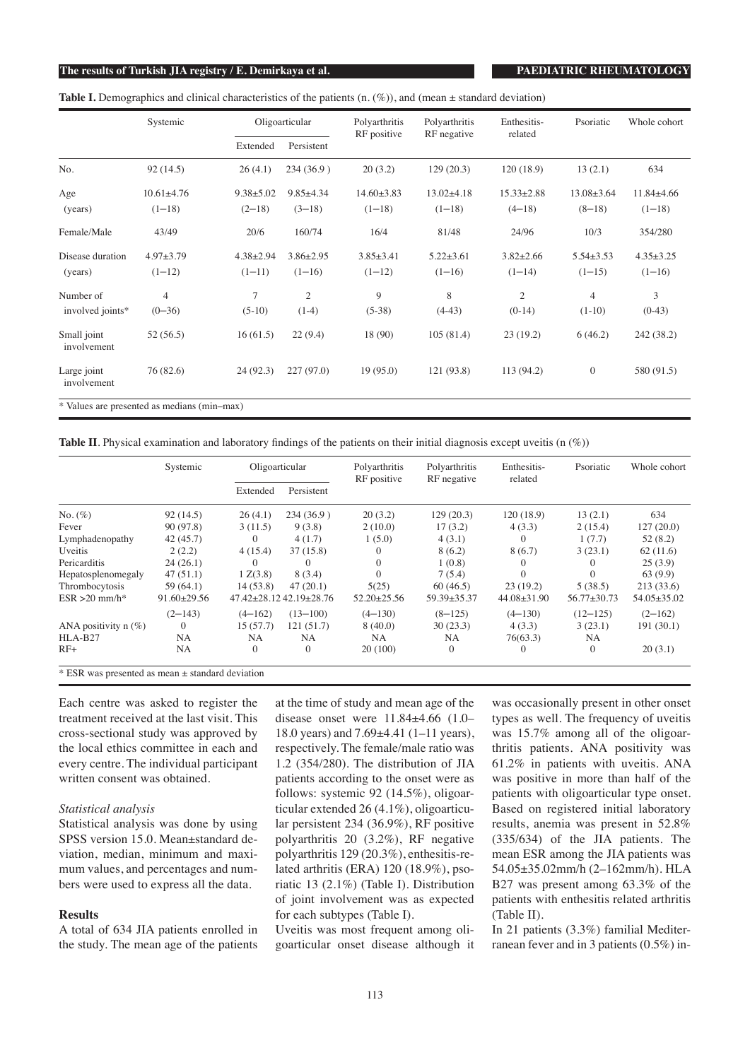**Table I.** Demographics and clinical characteristics of the patients (n. (%)), and (mean ± standard deviation)

| | Systemic | Oligoarticular | | Polyarthritis RF positive | Polyarthritis RF negative | Enthesitis-related | Psoriatic | Whole cohort |
|---|---|---|---|---|---|---|---|---|
| | | Extended | Persistent | | | | | |
| No. | 92 (14.5) | 26 (4.1) | 234 (36.9 ) | 20 (3.2) | 129 (20.3) | 120 (18.9) | 13 (2.1) | 634 |
| Age (years) | 10.61±4.76 (1–18) | 9.38±5.02 (2–18) | 9.85±4.34 (3–18) | 14.60±3.83 (1–18) | 13.02±4.18 (1–18) | 15.33±2.88 (4–18) | 13.08±3.64 (8–18) | 11.84±4.66 (1–18) |
| Female/Male | 43/49 | 20/6 | 160/74 | 16/4 | 81/48 | 24/96 | 10/3 | 354/280 |
| Disease duration (years) | 4.97±3.79 (1–12) | 4.38±2.94 (1–11) | 3.86±2.95 (1–16) | 3.85±3.41 (1–12) | 5.22±3.61 (1–16) | 3.82±2.66 (1–14) | 5.54±3.53 (1–15) | 4.35±3.25 (1–16) |
| Number of involved joints* | 4 (0–36) | 7 (5-10) | 2 (1-4) | 9 (5-38) | 8 (4-43) | 2 (0-14) | 4 (1-10) | 3 (0-43) |
| Small joint involvement | 52 (56.5) | 16 (61.5) | 22 (9.4) | 18 (90) | 105 (81.4) | 23 (19.2) | 6 (46.2) | 242 (38.2) |
| Large joint involvement | 76 (82.6) | 24 (92.3) | 227 (97.0) | 19 (95.0) | 121 (93.8) | 113 (94.2) | 0 | 580 (91.5) |

\* Values are presented as medians (min–max)

**Table II**. Physical examination and laboratory findings of the patients on their initial diagnosis except uveitis (n (%))

| | Systemic | Oligoarticular | | Polyarthritis RF positive | Polyarthritis RF negative | Enthesitis-related | Psoriatic | Whole cohort |
|---|---|---|---|---|---|---|---|---|
| | | Extended | Persistent | | | | | |
| No. (%) | 92 (14.5) | 26 (4.1) | 234 (36.9 ) | 20 (3.2) | 129 (20.3) | 120 (18.9) | 13 (2.1) | 634 |
| Fever | 90 (97.8) | 3 (11.5) | 9 (3.8) | 2 (10.0) | 17 (3.2) | 4 (3.3) | 2 (15.4) | 127 (20.0) |
| Lymphadenopathy | 42 (45.7) | 0 | 4 (1.7) | 1 (5.0) | 4 (3.1) | 0 | 1 (7.7) | 52 (8.2) |
| Uveitis | 2 (2.2) | 4 (15.4) | 37 (15.8) | 0 | 8 (6.2) | 8 (6.7) | 3 (23.1) | 62 (11.6) |
| Pericarditis | 24 (26.1) | 0 | 0 | 0 | 1 (0.8) | 0 | 0 | 25 (3.9) |
| Hepatosplenomegaly | 47 (51.1) | 1 Z(3.8) | 8 (3.4) | 0 | 7 (5.4) | 0 | 0 | 63 (9.9) |
| Thrombocytosis | 59 (64.1) | 14 (53.8) | 47 (20.1) | 5(25) | 60 (46.5) | 23 (19.2) | 5 (38.5) | 213 (33.6) |
| ESR >20 mm/h* | 91.60±29.56 (2–143) | 47.42±28.12 (4–162) | 42.19±28.76 (13–100) | 52.20±25.56 (4–130) | 59.39±35.37 (8–125) | 44.08±31.90 (4–130) | 56.77±30.73 (12–125) | 54.05±35.02 (2–162) |
| ANA positivity n (%) | 0 | 15 (57.7) | 121 (51.7) | 8 (40.0) | 30 (23.3) | 4 (3.3) | 3 (23.1) | 191 (30.1) |
| HLA-B27 | NA | NA | NA | NA | NA | 76(63.3) | NA | |
| RF+ | NA | 0 | 0 | 20 (100) | 0 | 0 | 0 | 20 (3.1) |

\* ESR was presented as mean ± standard deviation

Each centre was asked to register the treatment received at the last visit. This cross-sectional study was approved by the local ethics committee in each and every centre. The individual participant written consent was obtained.

*Statistical analysis*

Statistical analysis was done by using SPSS version 15.0. Mean±standard deviation, median, minimum and maximum values, and percentages and numbers were used to express all the data.

## Results

A total of 634 JIA patients enrolled in the study. The mean age of the patients at the time of study and mean age of the disease onset were 11.84±4.66 (1.0–18.0 years) and 7.69±4.41 (1–11 years), respectively. The female/male ratio was 1.2 (354/280). The distribution of JIA patients according to the onset were as follows: systemic 92 (14.5%), oligoarticular extended 26 (4.1%), oligoarticular persistent 234 (36.9%), RF positive polyarthritis 20 (3.2%), RF negative polyarthritis 129 (20.3%), enthesitis-related arthritis (ERA) 120 (18.9%), psoriatic 13 (2.1%) (Table I). Distribution of joint involvement was as expected for each subtypes (Table I).

Uveitis was most frequent among oligoarticular onset disease although it was occasionally present in other onset types as well. The frequency of uveitis was 15.7% among all of the oligoarthritis patients. ANA positivity was 61.2% in patients with uveitis. ANA was positive in more than half of the patients with oligoarticular type onset. Based on registered initial laboratory results, anemia was present in 52.8% (335/634) of the JIA patients. The mean ESR among the JIA patients was 54.05±35.02mm/h (2–162mm/h). HLA B27 was present among 63.3% of the patients with enthesitis related arthritis (Table II).

In 21 patients (3.3%) familial Mediterranean fever and in 3 patients (0.5%) in-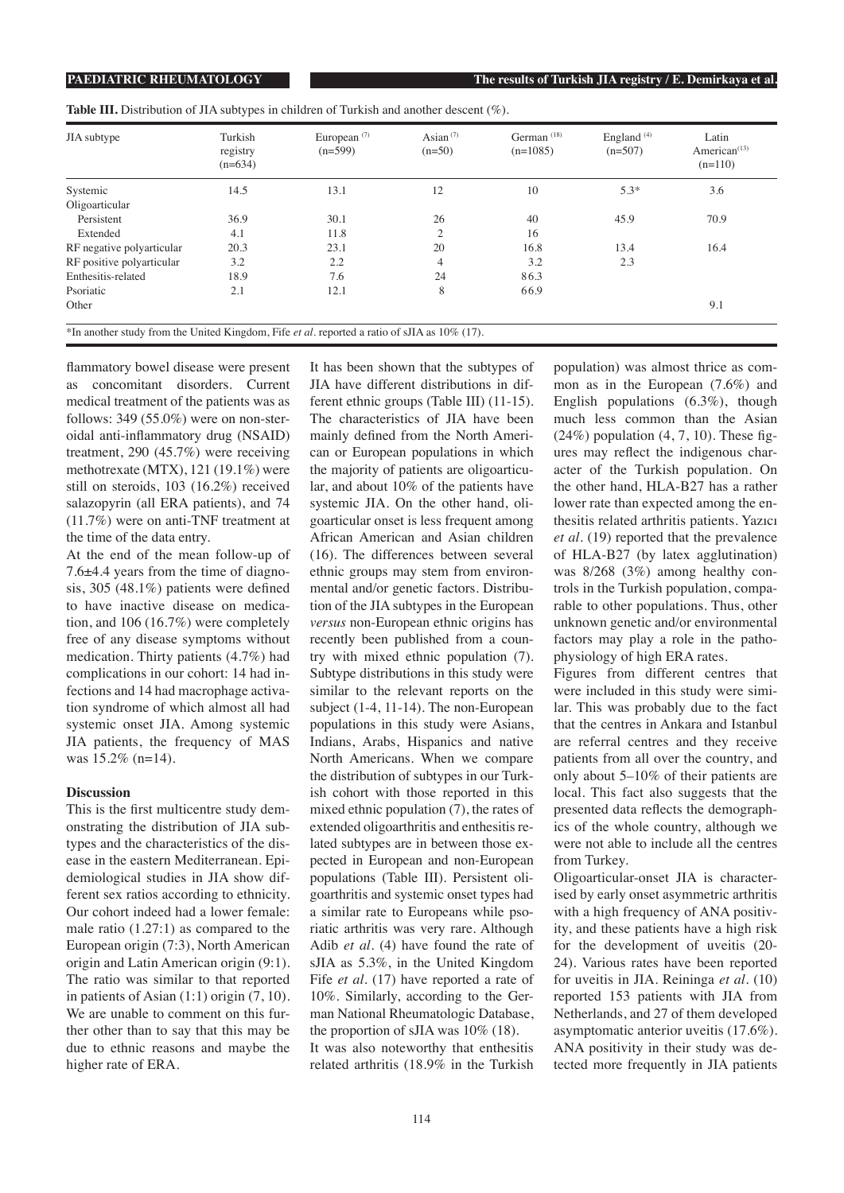**Table III.** Distribution of JIA subtypes in children of Turkish and another descent (%).

| JIA subtype | Turkish registry (n=634) | European [7] (n=599) | Asian [7] (n=50) | German [18] (n=1085) | England [4] (n=507) | Latin American[13] (n=110) |
|---|---|---|---|---|---|---|
| Systemic | 14.5 | 13.1 | 12 | 10 | 5.3* | 3.6 |
| Oligoarticular | | | | | | |
| Persistent | 36.9 | 30.1 | 26 | 40 | 45.9 | 70.9 |
| Extended | 4.1 | 11.8 | 2 | 16 | | |
| RF negative polyarticular | 20.3 | 23.1 | 20 | 16.8 | 13.4 | 16.4 |
| RF positive polyarticular | 3.2 | 2.2 | 4 | 3.2 | 2.3 | |
| Enthesitis-related | 18.9 | 7.6 | 24 | 86.3 | | |
| Psoriatic | 2.1 | 12.1 | 8 | 66.9 | | |
| Other | | | | | | 9.1 |

*In another study from the United Kingdom, Fife *et al*. reported a ratio of sJIA as 10% (17).

flammatory bowel disease were present as concomitant disorders. Current medical treatment of the patients was as follows: 349 (55.0%) were on non-steroidal anti-inflammatory drug (NSAID) treatment, 290 (45.7%) were receiving methotrexate (MTX), 121 (19.1%) were still on steroids, 103 (16.2%) received salazopyrin (all ERA patients), and 74 (11.7%) were on anti-TNF treatment at the time of the data entry.

At the end of the mean follow-up of 7.6±4.4 years from the time of diagnosis, 305 (48.1%) patients were defined to have inactive disease on medication, and 106 (16.7%) were completely free of any disease symptoms without medication. Thirty patients (4.7%) had complications in our cohort: 14 had infections and 14 had macrophage activation syndrome of which almost all had systemic onset JIA. Among systemic JIA patients, the frequency of MAS was 15.2% (n=14).

## Discussion

This is the first multicentre study demonstrating the distribution of JIA subtypes and the characteristics of the disease in the eastern Mediterranean. Epidemiological studies in JIA show different sex ratios according to ethnicity. Our cohort indeed had a lower female: male ratio (1.27:1) as compared to the European origin (7:3), North American origin and Latin American origin (9:1). The ratio was similar to that reported in patients of Asian (1:1) origin (7, 10). We are unable to comment on this further other than to say that this may be due to ethnic reasons and maybe the higher rate of ERA.

It has been shown that the subtypes of JIA have different distributions in different ethnic groups (Table III) (11-15). The characteristics of JIA have been mainly defined from the North American or European populations in which the majority of patients are oligoarticular, and about 10% of the patients have systemic JIA. On the other hand, oligoarticular onset is less frequent among African American and Asian children (16). The differences between several ethnic groups may stem from environmental and/or genetic factors. Distribution of the JIA subtypes in the European *versus* non-European ethnic origins has recently been published from a country with mixed ethnic population (7). Subtype distributions in this study were similar to the relevant reports on the subject (1-4, 11-14). The non-European populations in this study were Asians, Indians, Arabs, Hispanics and native North Americans. When we compare the distribution of subtypes in our Turkish cohort with those reported in this mixed ethnic population (7), the rates of extended oligoarthritis and enthesitis related subtypes are in between those expected in European and non-European populations (Table III). Persistent oligoarthritis and systemic onset types had a similar rate to Europeans while psoriatic arthritis was very rare. Although Adib *et al*. (4) have found the rate of sJIA as 5.3%, in the United Kingdom Fife *et al*. (17) have reported a rate of 10%. Similarly, according to the German National Rheumatologic Database, the proportion of sJIA was 10% (18).

It was also noteworthy that enthesitis related arthritis (18.9% in the Turkish population) was almost thrice as common as in the European (7.6%) and English populations (6.3%), though much less common than the Asian (24%) population (4, 7, 10). These figures may reflect the indigenous character of the Turkish population. On the other hand, HLA-B27 has a rather lower rate than expected among the enthesitis related arthritis patients. Yazıcı *et al*. (19) reported that the prevalence of HLA-B27 (by latex agglutination) was 8/268 (3%) among healthy controls in the Turkish population, comparable to other populations. Thus, other unknown genetic and/or environmental factors may play a role in the pathophysiology of high ERA rates.

Figures from different centres that were included in this study were similar. This was probably due to the fact that the centres in Ankara and Istanbul are referral centres and they receive patients from all over the country, and only about 5–10% of their patients are local. This fact also suggests that the presented data reflects the demographics of the whole country, although we were not able to include all the centres from Turkey.

Oligoarticular-onset JIA is characterised by early onset asymmetric arthritis with a high frequency of ANA positivity, and these patients have a high risk for the development of uveitis (20-24). Various rates have been reported for uveitis in JIA. Reininga *et al*. (10) reported 153 patients with JIA from Netherlands, and 27 of them developed asymptomatic anterior uveitis (17.6%). ANA positivity in their study was detected more frequently in JIA patients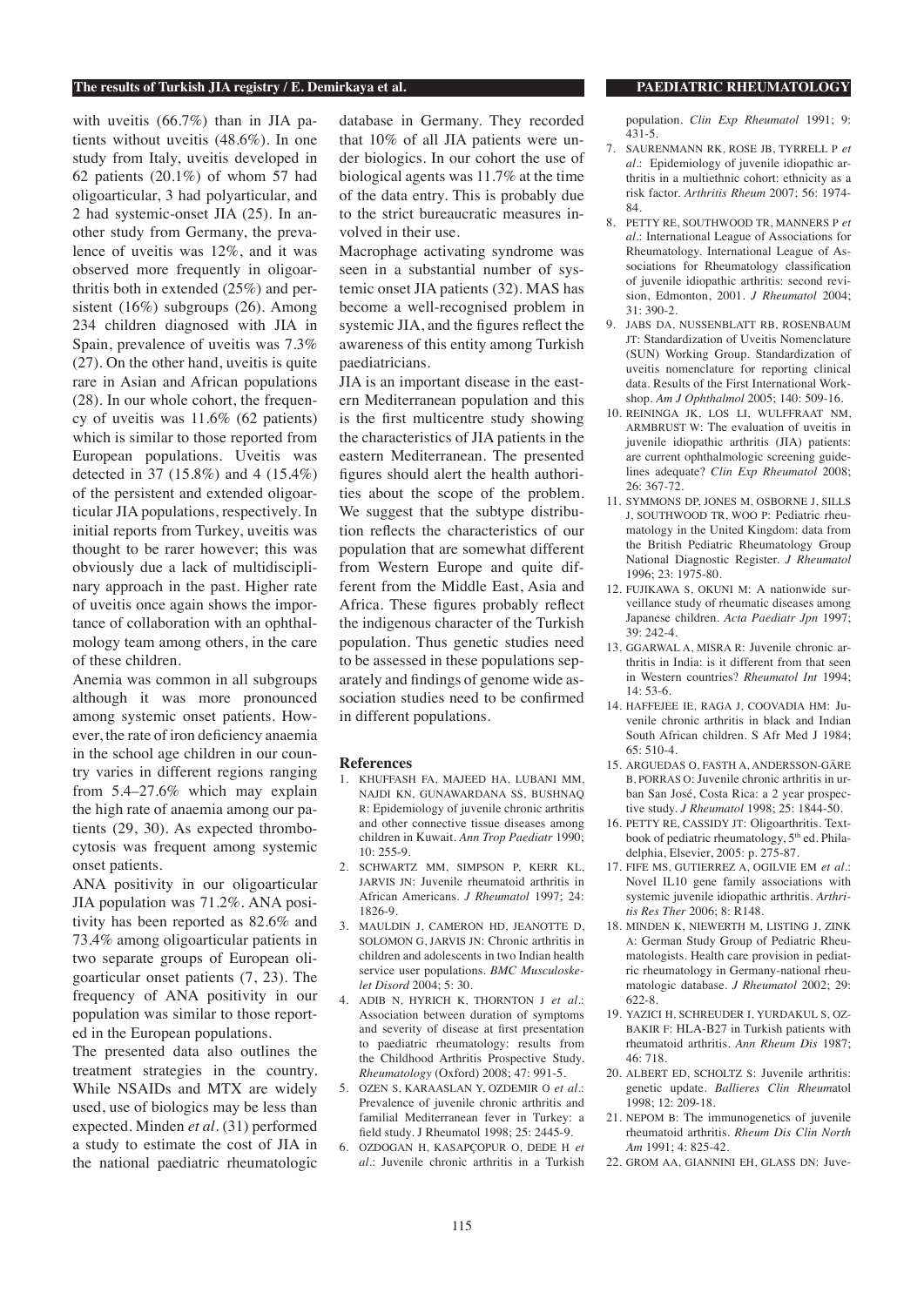with uveitis (66.7%) than in JIA patients without uveitis (48.6%). In one study from Italy, uveitis developed in 62 patients (20.1%) of whom 57 had oligoarticular, 3 had polyarticular, and 2 had systemic-onset JIA (25). In another study from Germany, the prevalence of uveitis was 12%, and it was observed more frequently in oligoarthritis both in extended (25%) and persistent (16%) subgroups (26). Among 234 children diagnosed with JIA in Spain, prevalence of uveitis was 7.3% (27). On the other hand, uveitis is quite rare in Asian and African populations (28). In our whole cohort, the frequency of uveitis was 11.6% (62 patients) which is similar to those reported from European populations. Uveitis was detected in 37 (15.8%) and 4 (15.4%) of the persistent and extended oligoarticular JIA populations, respectively. In initial reports from Turkey, uveitis was thought to be rarer however; this was obviously due a lack of multidisciplinary approach in the past. Higher rate of uveitis once again shows the importance of collaboration with an ophthalmology team among others, in the care of these children.

Anemia was common in all subgroups although it was more pronounced among systemic onset patients. However, the rate of iron deficiency anaemia in the school age children in our country varies in different regions ranging from 5.4–27.6% which may explain the high rate of anaemia among our patients (29, 30). As expected thrombocytosis was frequent among systemic onset patients.

ANA positivity in our oligoarticular JIA population was 71.2%. ANA positivity has been reported as 82.6% and 73.4% among oligoarticular patients in two separate groups of European oligoarticular onset patients (7, 23). The frequency of ANA positivity in our population was similar to those reported in the European populations.

The presented data also outlines the treatment strategies in the country. While NSAIDs and MTX are widely used, use of biologics may be less than expected. Minden *et al.* (31) performed a study to estimate the cost of JIA in the national paediatric rheumatologic database in Germany. They recorded that 10% of all JIA patients were under biologics. In our cohort the use of biological agents was 11.7% at the time of the data entry. This is probably due to the strict bureaucratic measures involved in their use.

Macrophage activating syndrome was seen in a substantial number of systemic onset JIA patients (32). MAS has become a well-recognised problem in systemic JIA, and the figures reflect the awareness of this entity among Turkish paediatricians.

JIA is an important disease in the eastern Mediterranean population and this is the first multicentre study showing the characteristics of JIA patients in the eastern Mediterranean. The presented figures should alert the health authorities about the scope of the problem. We suggest that the subtype distribution reflects the characteristics of our population that are somewhat different from Western Europe and quite different from the Middle East, Asia and Africa. These figures probably reflect the indigenous character of the Turkish population. Thus genetic studies need to be assessed in these populations separately and findings of genome wide association studies need to be confirmed in different populations.

## References

1. KHUFFASH FA, MAJEED HA, LUBANI MM, NAJDI KN, GUNAWARDANA SS, BUSHNAQ R: Epidemiology of juvenile chronic arthritis and other connective tissue diseases among children in Kuwait. *Ann Trop Paediatr* 1990; 10: 255-9.
2. SCHWARTZ MM, SIMPSON P, KERR KL, JARVIS JN: Juvenile rheumatoid arthritis in African Americans. *J Rheumatol* 1997; 24: 1826-9.
3. MAULDIN J, CAMERON HD, JEANOTTE D, SOLOMON G, JARVIS JN: Chronic arthritis in children and adolescents in two Indian health service user populations. *BMC Musculoskelet Disord* 2004; 5: 30.
4. ADIB N, HYRICH K, THORNTON J *et al.*: Association between duration of symptoms and severity of disease at first presentation to paediatric rheumatology: results from the Childhood Arthritis Prospective Study. *Rheumatology* (Oxford) 2008; 47: 991-5.
5. OZEN S, KARAASLAN Y, OZDEMIR O *et al.*: Prevalence of juvenile chronic arthritis and familial Mediterranean fever in Turkey: a field study. J Rheumatol 1998; 25: 2445-9.
6. OZDOGAN H, KASAPÇOPUR O, DEDE H *et al.*: Juvenile chronic arthritis in a Turkish population. *Clin Exp Rheumatol* 1991; 9: 431-5.
7. SAURENMANN RK, ROSE JB, TYRRELL P *et al.*: Epidemiology of juvenile idiopathic arthritis in a multiethnic cohort: ethnicity as a risk factor. *Arthritis Rheum* 2007; 56: 1974-84.
8. PETTY RE, SOUTHWOOD TR, MANNERS P *et al.*: International League of Associations for Rheumatology. International League of Associations for Rheumatology classification of juvenile idiopathic arthritis: second revision, Edmonton, 2001. *J Rheumatol* 2004; 31: 390-2.
9. JABS DA, NUSSENBLATT RB, ROSENBAUM JT: Standardization of Uveitis Nomenclature (SUN) Working Group. Standardization of uveitis nomenclature for reporting clinical data. Results of the First International Workshop. *Am J Ophthalmol* 2005; 140: 509-16.
10. REININGA JK, LOS LI, WULFFRAAT NM, ARMBRUST W: The evaluation of uveitis in juvenile idiopathic arthritis (JIA) patients: are current ophthalmologic screening guidelines adequate? *Clin Exp Rheumatol* 2008; 26: 367-72.
11. SYMMONS DP, JONES M, OSBORNE J, SILLS J, SOUTHWOOD TR, WOO P: Pediatric rheumatology in the United Kingdom: data from the British Pediatric Rheumatology Group National Diagnostic Register. *J Rheumatol* 1996; 23: 1975-80.
12. FUJIKAWA S, OKUNI M: A nationwide surveillance study of rheumatic diseases among Japanese children. *Acta Paediatr Jpn* 1997; 39: 242-4.
13. GGARWAL A, MISRA R: Juvenile chronic arthritis in India: is it different from that seen in Western countries? *Rheumatol Int* 1994; 14: 53-6.
14. HAFFEJEE IE, RAGA J, COOVADIA HM: Juvenile chronic arthritis in black and Indian South African children. S Afr Med J 1984; 65: 510-4.
15. ARGUEDAS O, FASTH A, ANDERSSON-GÄRE B, PORRAS O: Juvenile chronic arthritis in urban San José, Costa Rica: a 2 year prospective study. *J Rheumatol* 1998; 25: 1844-50.
16. PETTY RE, CASSIDY JT: Oligoarthritis. Textbook of pediatric rheumatology, 5th ed. Philadelphia, Elsevier, 2005: p. 275-87.
17. FIFE MS, GUTIERREZ A, OGILVIE EM *et al.*: Novel IL10 gene family associations with systemic juvenile idiopathic arthritis. *Arthritis Res Ther* 2006; 8: R148.
18. MINDEN K, NIEWERTH M, LISTING J, ZINK A: German Study Group of Pediatric Rheumatologists. Health care provision in pediatric rheumatology in Germany-national rheumatologic database. *J Rheumatol* 2002; 29: 622-8.
19. YAZICI H, SCHREUDER I, YURDAKUL S, OZBAKIR F: HLA-B27 in Turkish patients with rheumatoid arthritis. *Ann Rheum Dis* 1987; 46: 718.
20. ALBERT ED, SCHOLTZ S: Juvenile arthritis: genetic update. *Ballieres Clin Rheum*atol 1998; 12: 209-18.
21. NEPOM B: The immunogenetics of juvenile rheumatoid arthritis. *Rheum Dis Clin North Am* 1991; 4: 825-42.
22. GROM AA, GIANNINI EH, GLASS DN: Juve-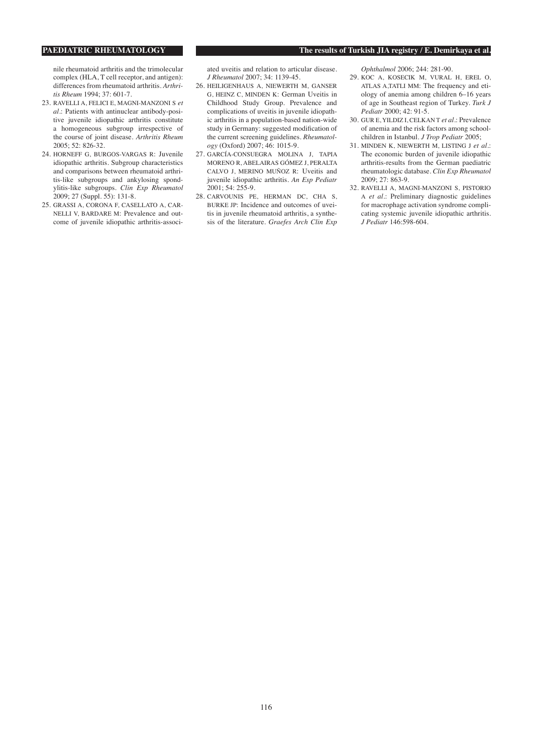nile rheumatoid arthritis and the trimolecular complex (HLA, T cell receptor, and antigen): differences from rheumatoid arthritis. *Arthritis Rheum* 1994; 37: 601-7.

23. RAVELLI A, FELICI E, MAGNI-MANZONI S *et al*.: Patients with antinuclear antibody-positive juvenile idiopathic arthritis constitute a homogeneous subgroup irrespective of the course of joint disease. *Arthritis Rheum* 2005; 52: 826-32.
24. HORNEFF G, BURGOS-VARGAS R: Juvenile idiopathic arthritis. Subgroup characteristics and comparisons between rheumatoid arthritis-like subgroups and ankylosing spondylitis-like subgroups. *Clin Exp Rheumatol* 2009; 27 (Suppl. 55): 131-8.
25. GRASSI A, CORONA F, CASELLATO A, CARNELLI V, BARDARE M: Prevalence and outcome of juvenile idiopathic arthritis-associated uveitis and relation to articular disease. *J Rheumatol* 2007; 34: 1139-45.
26. HEILIGENHAUS A, NIEWERTH M, GANSER G, HEINZ C, MINDEN K: German Uveitis in Childhood Study Group. Prevalence and complications of uveitis in juvenile idiopathic arthritis in a population-based nation-wide study in Germany: suggested modification of the current screening guidelines. *Rheumatology* (Oxford) 2007; 46: 1015-9.
27. GARCÍA-CONSUEGRA MOLINA J, TAPIA MORENO R, ABELAIRAS GÓMEZ J, PERALTA CALVO J, MERINO MUÑOZ R: Uveitis and juvenile idiopathic arthritis. *An Esp Pediatr* 2001; 54: 255-9.
28. CARVOUNIS PE, HERMAN DC, CHA S, BURKE JP: Incidence and outcomes of uveitis in juvenile rheumatoid arthritis, a synthesis of the literature. *Graefes Arch Clin Exp Ophthalmol* 2006; 244: 281-90.
29. KOC A, KOSECIK M, VURAL H, EREL O, ATLAS A,TATLI MM: The frequency and etiology of anemia among children 6–16 years of age in Southeast region of Turkey. *Turk J Pediatr* 2000; 42: 91-5.
30. GUR E, YILDIZ I, CELKAN T *et al*.: Prevalence of anemia and the risk factors among schoolchildren in Istanbul. *J Trop Pediatr* 2005;
31. MINDEN K, NIEWERTH M, LISTING J *et al*.: The economic burden of juvenile idiopathic arthritis-results from the German paediatric rheumatologic database. *Clin Exp Rheumatol* 2009; 27: 863-9.
32. RAVELLI A, MAGNI-MANZONI S, PISTORIO A *et al*.: Preliminary diagnostic guidelines for macrophage activation syndrome complicating systemic juvenile idiopathic arthritis. *J Pediatr* 146:598-604.